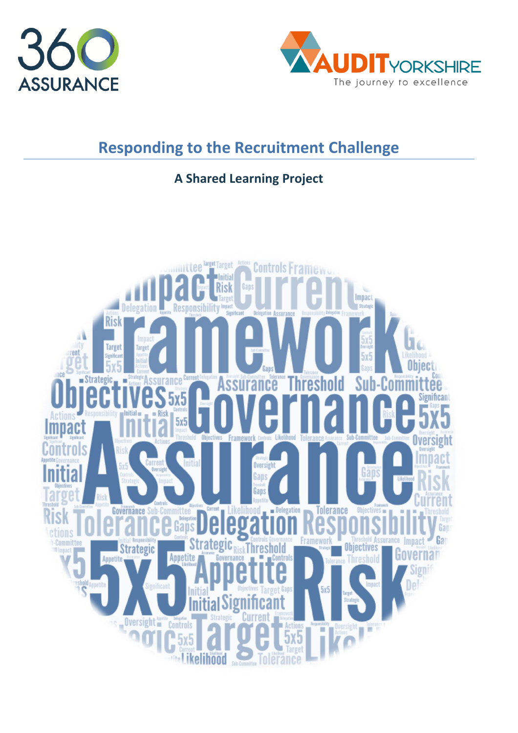# Responding to the Recruitment Challenge

**A Shared Learning Project**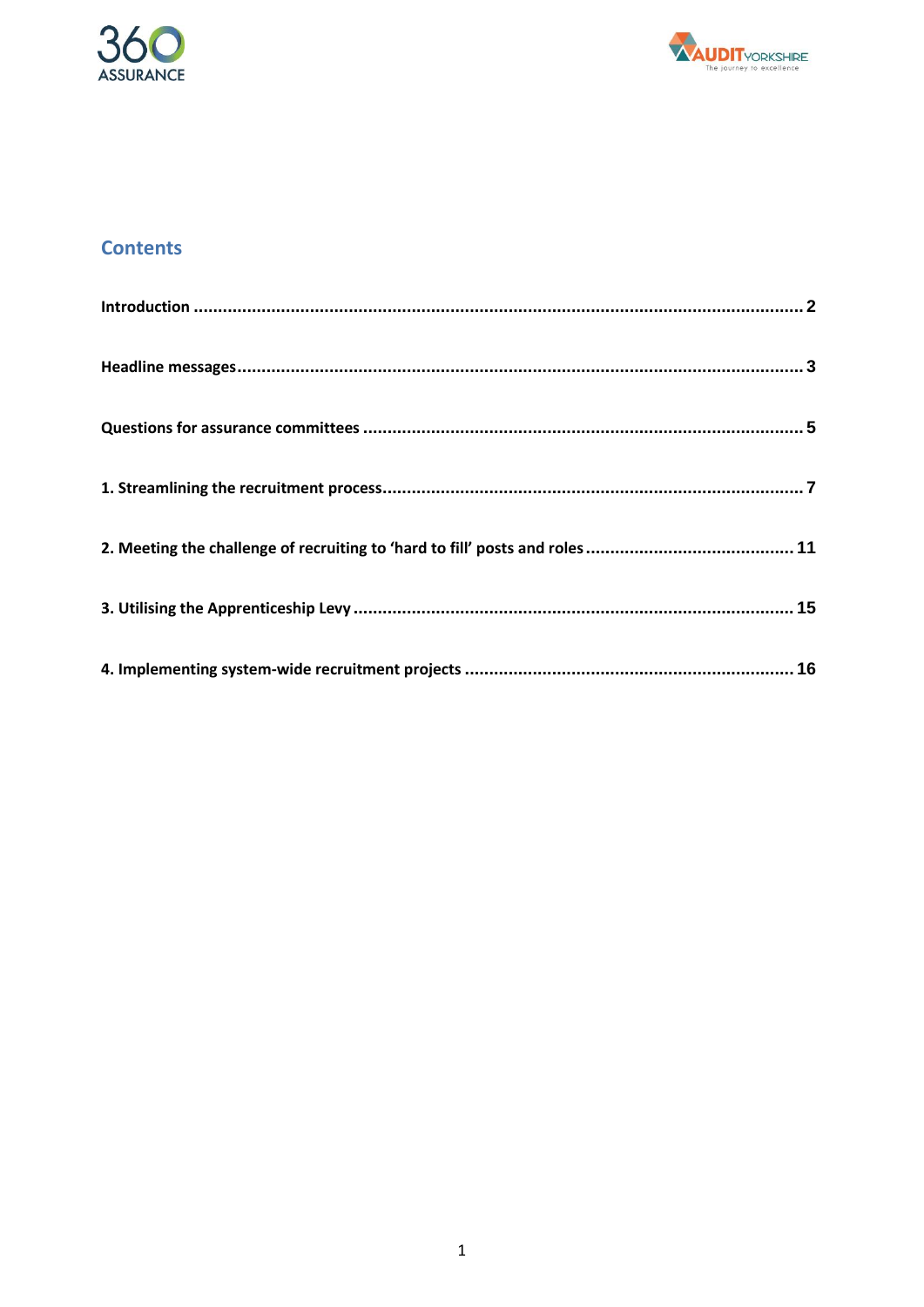## Contents

**Introduction** .......... **2**

**Headline messages** .......... **3**

**Questions for assurance committees** .......... **5**

**1. Streamlining the recruitment process** .......... **7**

**2. Meeting the challenge of recruiting to 'hard to fill' posts and roles** .......... **11**

**3. Utilising the Apprenticeship Levy** .......... **15**

**4. Implementing system-wide recruitment projects** .......... **16**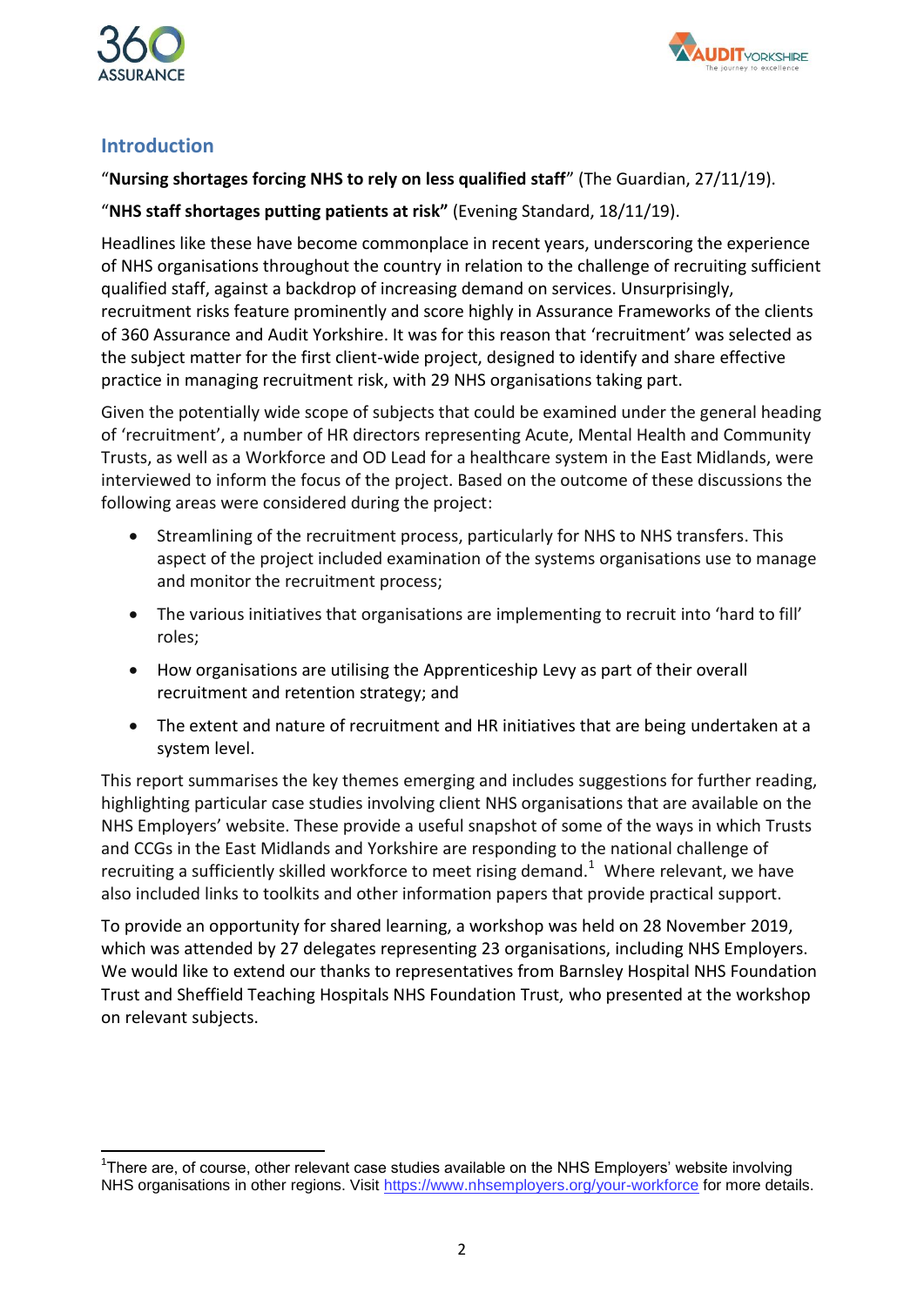## Introduction

"**Nursing shortages forcing NHS to rely on less qualified staff**" (The Guardian, 27/11/19).

"**NHS staff shortages putting patients at risk"** (Evening Standard, 18/11/19).

Headlines like these have become commonplace in recent years, underscoring the experience of NHS organisations throughout the country in relation to the challenge of recruiting sufficient qualified staff, against a backdrop of increasing demand on services. Unsurprisingly, recruitment risks feature prominently and score highly in Assurance Frameworks of the clients of 360 Assurance and Audit Yorkshire. It was for this reason that 'recruitment' was selected as the subject matter for the first client-wide project, designed to identify and share effective practice in managing recruitment risk, with 29 NHS organisations taking part.

Given the potentially wide scope of subjects that could be examined under the general heading of 'recruitment', a number of HR directors representing Acute, Mental Health and Community Trusts, as well as a Workforce and OD Lead for a healthcare system in the East Midlands, were interviewed to inform the focus of the project. Based on the outcome of these discussions the following areas were considered during the project:

- Streamlining of the recruitment process, particularly for NHS to NHS transfers. This aspect of the project included examination of the systems organisations use to manage and monitor the recruitment process;
- The various initiatives that organisations are implementing to recruit into 'hard to fill' roles;
- How organisations are utilising the Apprenticeship Levy as part of their overall recruitment and retention strategy; and
- The extent and nature of recruitment and HR initiatives that are being undertaken at a system level.

This report summarises the key themes emerging and includes suggestions for further reading, highlighting particular case studies involving client NHS organisations that are available on the NHS Employers' website. These provide a useful snapshot of some of the ways in which Trusts and CCGs in the East Midlands and Yorkshire are responding to the national challenge of recruiting a sufficiently skilled workforce to meet rising demand.[1] Where relevant, we have also included links to toolkits and other information papers that provide practical support.

To provide an opportunity for shared learning, a workshop was held on 28 November 2019, which was attended by 27 delegates representing 23 organisations, including NHS Employers. We would like to extend our thanks to representatives from Barnsley Hospital NHS Foundation Trust and Sheffield Teaching Hospitals NHS Foundation Trust, who presented at the workshop on relevant subjects.

[1] There are, of course, other relevant case studies available on the NHS Employers' website involving NHS organisations in other regions. Visit https://www.nhsemployers.org/your-workforce for more details.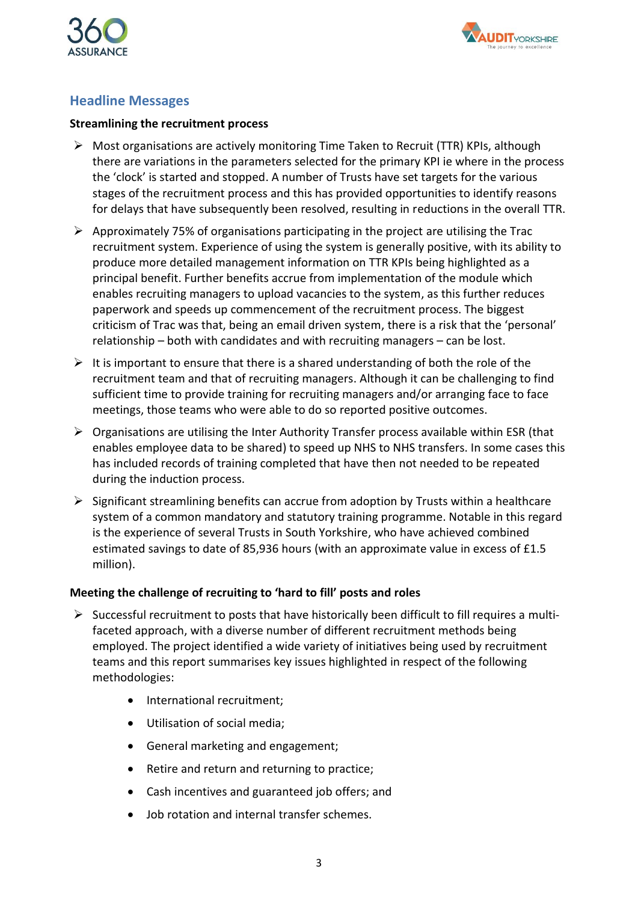## Headline Messages

**Streamlining the recruitment process**

- Most organisations are actively monitoring Time Taken to Recruit (TTR) KPIs, although there are variations in the parameters selected for the primary KPI ie where in the process the 'clock' is started and stopped. A number of Trusts have set targets for the various stages of the recruitment process and this has provided opportunities to identify reasons for delays that have subsequently been resolved, resulting in reductions in the overall TTR.

- Approximately 75% of organisations participating in the project are utilising the Trac recruitment system. Experience of using the system is generally positive, with its ability to produce more detailed management information on TTR KPIs being highlighted as a principal benefit. Further benefits accrue from implementation of the module which enables recruiting managers to upload vacancies to the system, as this further reduces paperwork and speeds up commencement of the recruitment process. The biggest criticism of Trac was that, being an email driven system, there is a risk that the 'personal' relationship – both with candidates and with recruiting managers – can be lost.

- It is important to ensure that there is a shared understanding of both the role of the recruitment team and that of recruiting managers. Although it can be challenging to find sufficient time to provide training for recruiting managers and/or arranging face to face meetings, those teams who were able to do so reported positive outcomes.

- Organisations are utilising the Inter Authority Transfer process available within ESR (that enables employee data to be shared) to speed up NHS to NHS transfers. In some cases this has included records of training completed that have then not needed to be repeated during the induction process.

- Significant streamlining benefits can accrue from adoption by Trusts within a healthcare system of a common mandatory and statutory training programme. Notable in this regard is the experience of several Trusts in South Yorkshire, who have achieved combined estimated savings to date of 85,936 hours (with an approximate value in excess of £1.5 million).

**Meeting the challenge of recruiting to 'hard to fill' posts and roles**

- Successful recruitment to posts that have historically been difficult to fill requires a multi-faceted approach, with a diverse number of different recruitment methods being employed. The project identified a wide variety of initiatives being used by recruitment teams and this report summarises key issues highlighted in respect of the following methodologies:
  - International recruitment;
  - Utilisation of social media;
  - General marketing and engagement;
  - Retire and return and returning to practice;
  - Cash incentives and guaranteed job offers; and
  - Job rotation and internal transfer schemes.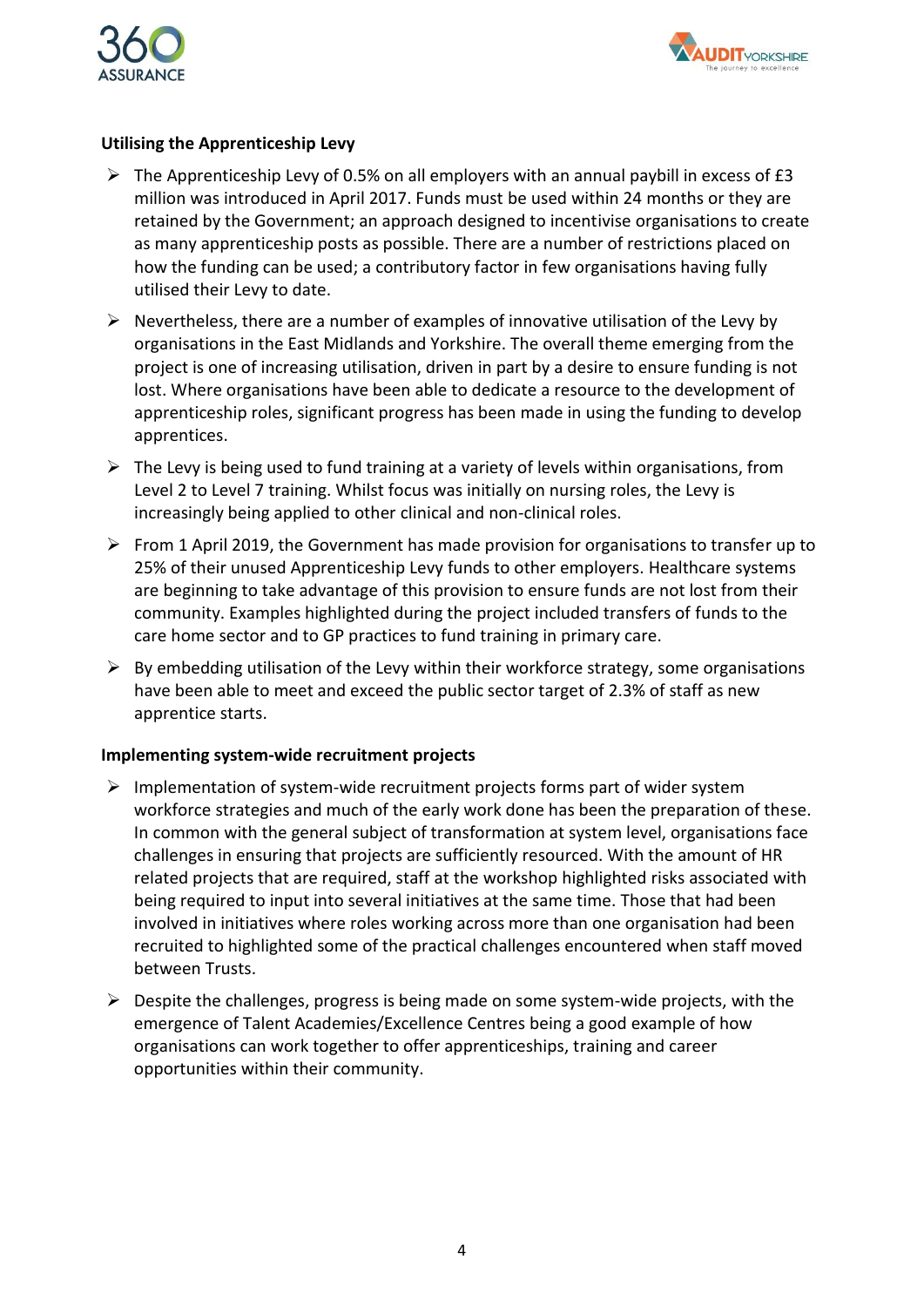**Utilising the Apprenticeship Levy**

- The Apprenticeship Levy of 0.5% on all employers with an annual paybill in excess of £3 million was introduced in April 2017. Funds must be used within 24 months or they are retained by the Government; an approach designed to incentivise organisations to create as many apprenticeship posts as possible. There are a number of restrictions placed on how the funding can be used; a contributory factor in few organisations having fully utilised their Levy to date.
- Nevertheless, there are a number of examples of innovative utilisation of the Levy by organisations in the East Midlands and Yorkshire. The overall theme emerging from the project is one of increasing utilisation, driven in part by a desire to ensure funding is not lost. Where organisations have been able to dedicate a resource to the development of apprenticeship roles, significant progress has been made in using the funding to develop apprentices.
- The Levy is being used to fund training at a variety of levels within organisations, from Level 2 to Level 7 training. Whilst focus was initially on nursing roles, the Levy is increasingly being applied to other clinical and non-clinical roles.
- From 1 April 2019, the Government has made provision for organisations to transfer up to 25% of their unused Apprenticeship Levy funds to other employers. Healthcare systems are beginning to take advantage of this provision to ensure funds are not lost from their community. Examples highlighted during the project included transfers of funds to the care home sector and to GP practices to fund training in primary care.
- By embedding utilisation of the Levy within their workforce strategy, some organisations have been able to meet and exceed the public sector target of 2.3% of staff as new apprentice starts.

**Implementing system-wide recruitment projects**

- Implementation of system-wide recruitment projects forms part of wider system workforce strategies and much of the early work done has been the preparation of these. In common with the general subject of transformation at system level, organisations face challenges in ensuring that projects are sufficiently resourced. With the amount of HR related projects that are required, staff at the workshop highlighted risks associated with being required to input into several initiatives at the same time. Those that had been involved in initiatives where roles working across more than one organisation had been recruited to highlighted some of the practical challenges encountered when staff moved between Trusts.
- Despite the challenges, progress is being made on some system-wide projects, with the emergence of Talent Academies/Excellence Centres being a good example of how organisations can work together to offer apprenticeships, training and career opportunities within their community.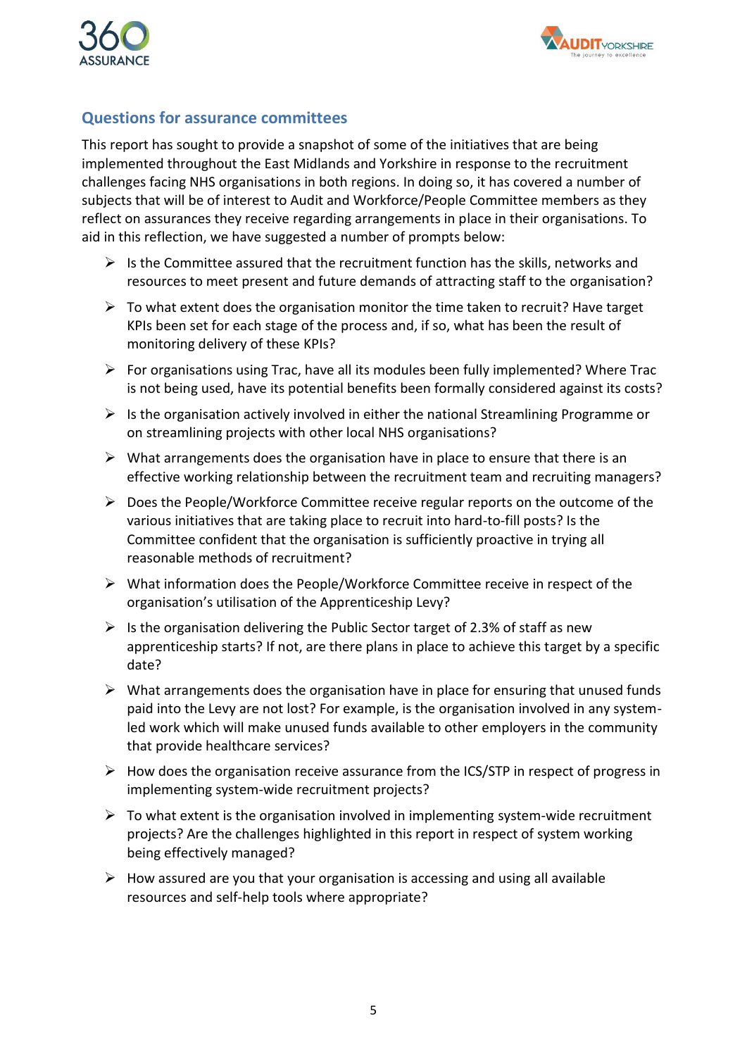## Questions for assurance committees

This report has sought to provide a snapshot of some of the initiatives that are being implemented throughout the East Midlands and Yorkshire in response to the recruitment challenges facing NHS organisations in both regions. In doing so, it has covered a number of subjects that will be of interest to Audit and Workforce/People Committee members as they reflect on assurances they receive regarding arrangements in place in their organisations. To aid in this reflection, we have suggested a number of prompts below:

- Is the Committee assured that the recruitment function has the skills, networks and resources to meet present and future demands of attracting staff to the organisation?
- To what extent does the organisation monitor the time taken to recruit? Have target KPIs been set for each stage of the process and, if so, what has been the result of monitoring delivery of these KPIs?
- For organisations using Trac, have all its modules been fully implemented? Where Trac is not being used, have its potential benefits been formally considered against its costs?
- Is the organisation actively involved in either the national Streamlining Programme or on streamlining projects with other local NHS organisations?
- What arrangements does the organisation have in place to ensure that there is an effective working relationship between the recruitment team and recruiting managers?
- Does the People/Workforce Committee receive regular reports on the outcome of the various initiatives that are taking place to recruit into hard-to-fill posts? Is the Committee confident that the organisation is sufficiently proactive in trying all reasonable methods of recruitment?
- What information does the People/Workforce Committee receive in respect of the organisation's utilisation of the Apprenticeship Levy?
- Is the organisation delivering the Public Sector target of 2.3% of staff as new apprenticeship starts? If not, are there plans in place to achieve this target by a specific date?
- What arrangements does the organisation have in place for ensuring that unused funds paid into the Levy are not lost? For example, is the organisation involved in any system-led work which will make unused funds available to other employers in the community that provide healthcare services?
- How does the organisation receive assurance from the ICS/STP in respect of progress in implementing system-wide recruitment projects?
- To what extent is the organisation involved in implementing system-wide recruitment projects? Are the challenges highlighted in this report in respect of system working being effectively managed?
- How assured are you that your organisation is accessing and using all available resources and self-help tools where appropriate?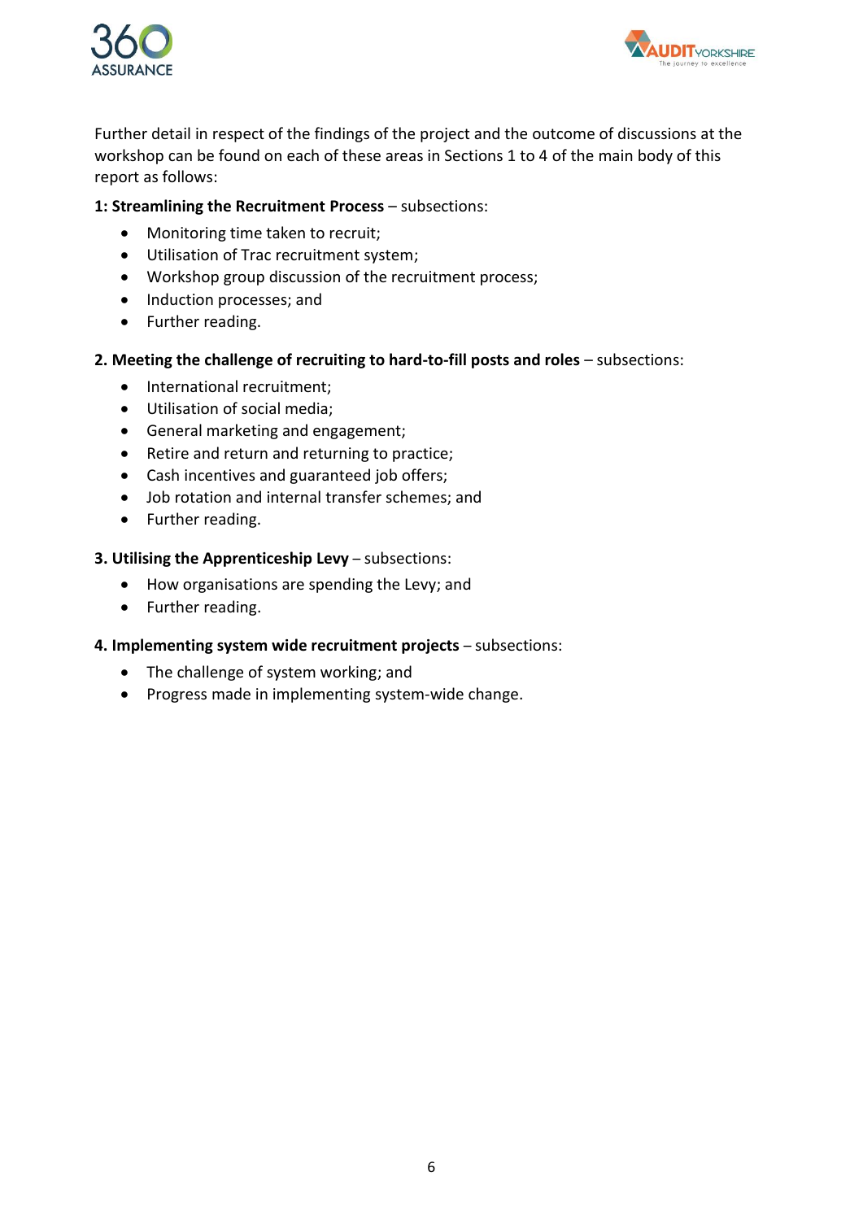Further detail in respect of the findings of the project and the outcome of discussions at the workshop can be found on each of these areas in Sections 1 to 4 of the main body of this report as follows:

**1: Streamlining the Recruitment Process** – subsections:

- Monitoring time taken to recruit;
- Utilisation of Trac recruitment system;
- Workshop group discussion of the recruitment process;
- Induction processes; and
- Further reading.

**2. Meeting the challenge of recruiting to hard-to-fill posts and roles** – subsections:

- International recruitment;
- Utilisation of social media;
- General marketing and engagement;
- Retire and return and returning to practice;
- Cash incentives and guaranteed job offers;
- Job rotation and internal transfer schemes; and
- Further reading.

**3. Utilising the Apprenticeship Levy** – subsections:

- How organisations are spending the Levy; and
- Further reading.

**4. Implementing system wide recruitment projects** – subsections:

- The challenge of system working; and
- Progress made in implementing system-wide change.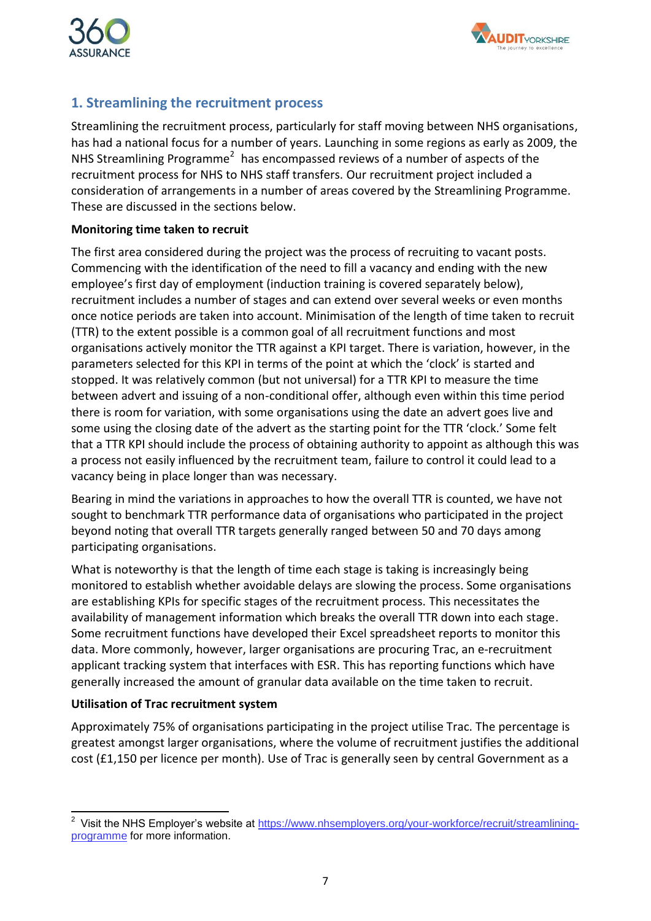## 1. Streamlining the recruitment process

Streamlining the recruitment process, particularly for staff moving between NHS organisations, has had a national focus for a number of years. Launching in some regions as early as 2009, the NHS Streamlining Programme[2] has encompassed reviews of a number of aspects of the recruitment process for NHS to NHS staff transfers. Our recruitment project included a consideration of arrangements in a number of areas covered by the Streamlining Programme. These are discussed in the sections below.

**Monitoring time taken to recruit**

The first area considered during the project was the process of recruiting to vacant posts. Commencing with the identification of the need to fill a vacancy and ending with the new employee's first day of employment (induction training is covered separately below), recruitment includes a number of stages and can extend over several weeks or even months once notice periods are taken into account. Minimisation of the length of time taken to recruit (TTR) to the extent possible is a common goal of all recruitment functions and most organisations actively monitor the TTR against a KPI target. There is variation, however, in the parameters selected for this KPI in terms of the point at which the 'clock' is started and stopped. It was relatively common (but not universal) for a TTR KPI to measure the time between advert and issuing of a non-conditional offer, although even within this time period there is room for variation, with some organisations using the date an advert goes live and some using the closing date of the advert as the starting point for the TTR 'clock.' Some felt that a TTR KPI should include the process of obtaining authority to appoint as although this was a process not easily influenced by the recruitment team, failure to control it could lead to a vacancy being in place longer than was necessary.

Bearing in mind the variations in approaches to how the overall TTR is counted, we have not sought to benchmark TTR performance data of organisations who participated in the project beyond noting that overall TTR targets generally ranged between 50 and 70 days among participating organisations.

What is noteworthy is that the length of time each stage is taking is increasingly being monitored to establish whether avoidable delays are slowing the process. Some organisations are establishing KPIs for specific stages of the recruitment process. This necessitates the availability of management information which breaks the overall TTR down into each stage. Some recruitment functions have developed their Excel spreadsheet reports to monitor this data. More commonly, however, larger organisations are procuring Trac, an e-recruitment applicant tracking system that interfaces with ESR. This has reporting functions which have generally increased the amount of granular data available on the time taken to recruit.

**Utilisation of Trac recruitment system**

Approximately 75% of organisations participating in the project utilise Trac. The percentage is greatest amongst larger organisations, where the volume of recruitment justifies the additional cost (£1,150 per licence per month). Use of Trac is generally seen by central Government as a

---

[2] Visit the NHS Employer's website at https://www.nhsemployers.org/your-workforce/recruit/streamlining-programme for more information.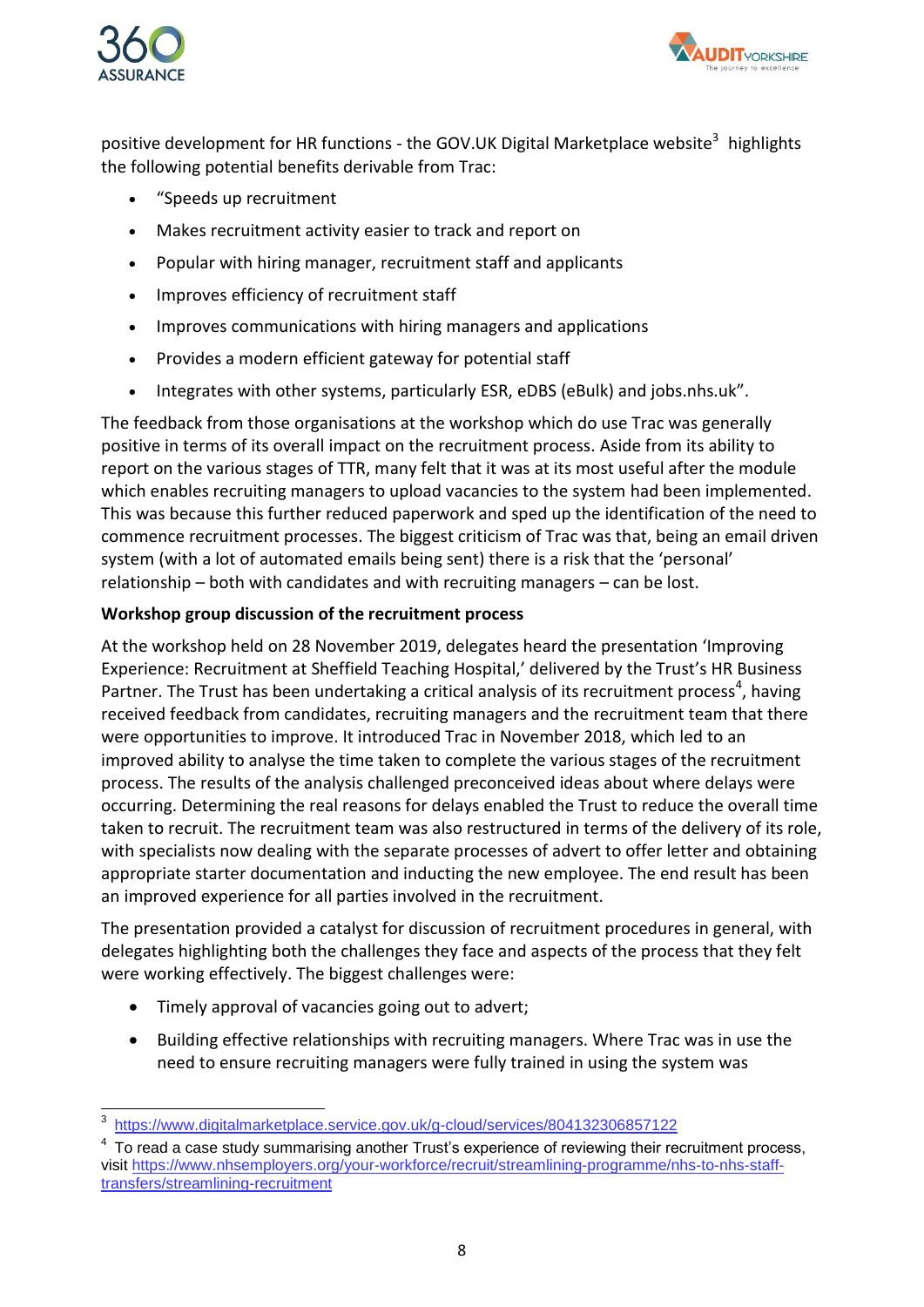positive development for HR functions - the GOV.UK Digital Marketplace website[3] highlights the following potential benefits derivable from Trac:

- "Speeds up recruitment
- Makes recruitment activity easier to track and report on
- Popular with hiring manager, recruitment staff and applicants
- Improves efficiency of recruitment staff
- Improves communications with hiring managers and applications
- Provides a modern efficient gateway for potential staff
- Integrates with other systems, particularly ESR, eDBS (eBulk) and jobs.nhs.uk".

The feedback from those organisations at the workshop which do use Trac was generally positive in terms of its overall impact on the recruitment process. Aside from its ability to report on the various stages of TTR, many felt that it was at its most useful after the module which enables recruiting managers to upload vacancies to the system had been implemented. This was because this further reduced paperwork and sped up the identification of the need to commence recruitment processes. The biggest criticism of Trac was that, being an email driven system (with a lot of automated emails being sent) there is a risk that the 'personal' relationship – both with candidates and with recruiting managers – can be lost.

**Workshop group discussion of the recruitment process**

At the workshop held on 28 November 2019, delegates heard the presentation 'Improving Experience: Recruitment at Sheffield Teaching Hospital,' delivered by the Trust's HR Business Partner. The Trust has been undertaking a critical analysis of its recruitment process[4], having received feedback from candidates, recruiting managers and the recruitment team that there were opportunities to improve. It introduced Trac in November 2018, which led to an improved ability to analyse the time taken to complete the various stages of the recruitment process. The results of the analysis challenged preconceived ideas about where delays were occurring. Determining the real reasons for delays enabled the Trust to reduce the overall time taken to recruit. The recruitment team was also restructured in terms of the delivery of its role, with specialists now dealing with the separate processes of advert to offer letter and obtaining appropriate starter documentation and inducting the new employee. The end result has been an improved experience for all parties involved in the recruitment.

The presentation provided a catalyst for discussion of recruitment procedures in general, with delegates highlighting both the challenges they face and aspects of the process that they felt were working effectively. The biggest challenges were:

- Timely approval of vacancies going out to advert;
- Building effective relationships with recruiting managers. Where Trac was in use the need to ensure recruiting managers were fully trained in using the system was

---

[3] https://www.digitalmarketplace.service.gov.uk/g-cloud/services/804132306857122

[4] To read a case study summarising another Trust's experience of reviewing their recruitment process, visit https://www.nhsemployers.org/your-workforce/recruit/streamlining-programme/nhs-to-nhs-staff-transfers/streamlining-recruitment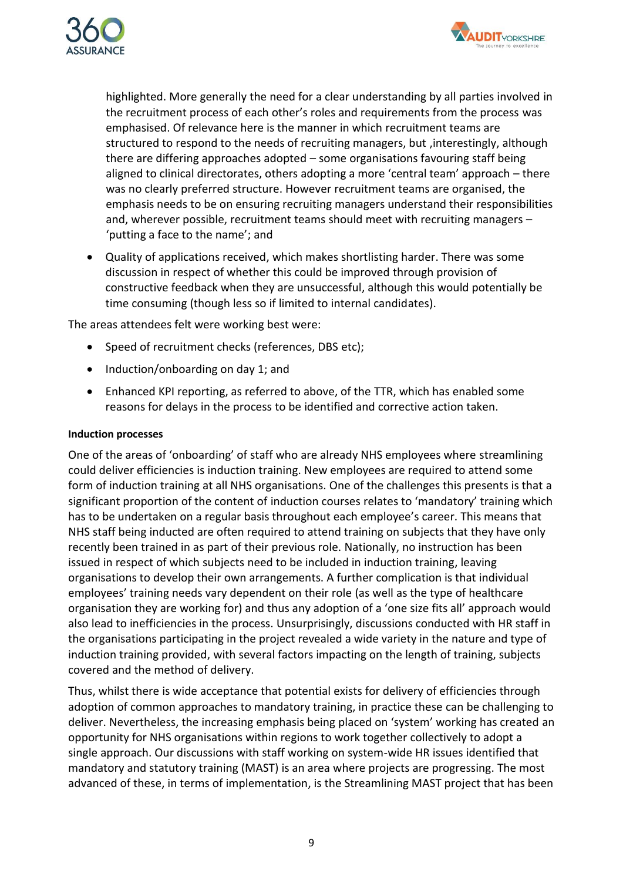highlighted. More generally the need for a clear understanding by all parties involved in the recruitment process of each other's roles and requirements from the process was emphasised. Of relevance here is the manner in which recruitment teams are structured to respond to the needs of recruiting managers, but ,interestingly, although there are differing approaches adopted – some organisations favouring staff being aligned to clinical directorates, others adopting a more 'central team' approach – there was no clearly preferred structure. However recruitment teams are organised, the emphasis needs to be on ensuring recruiting managers understand their responsibilities and, wherever possible, recruitment teams should meet with recruiting managers – 'putting a face to the name'; and

- Quality of applications received, which makes shortlisting harder. There was some discussion in respect of whether this could be improved through provision of constructive feedback when they are unsuccessful, although this would potentially be time consuming (though less so if limited to internal candidates).

The areas attendees felt were working best were:

- Speed of recruitment checks (references, DBS etc);
- Induction/onboarding on day 1; and
- Enhanced KPI reporting, as referred to above, of the TTR, which has enabled some reasons for delays in the process to be identified and corrective action taken.

**Induction processes**

One of the areas of 'onboarding' of staff who are already NHS employees where streamlining could deliver efficiencies is induction training. New employees are required to attend some form of induction training at all NHS organisations. One of the challenges this presents is that a significant proportion of the content of induction courses relates to 'mandatory' training which has to be undertaken on a regular basis throughout each employee's career. This means that NHS staff being inducted are often required to attend training on subjects that they have only recently been trained in as part of their previous role. Nationally, no instruction has been issued in respect of which subjects need to be included in induction training, leaving organisations to develop their own arrangements. A further complication is that individual employees' training needs vary dependent on their role (as well as the type of healthcare organisation they are working for) and thus any adoption of a 'one size fits all' approach would also lead to inefficiencies in the process. Unsurprisingly, discussions conducted with HR staff in the organisations participating in the project revealed a wide variety in the nature and type of induction training provided, with several factors impacting on the length of training, subjects covered and the method of delivery.

Thus, whilst there is wide acceptance that potential exists for delivery of efficiencies through adoption of common approaches to mandatory training, in practice these can be challenging to deliver. Nevertheless, the increasing emphasis being placed on 'system' working has created an opportunity for NHS organisations within regions to work together collectively to adopt a single approach. Our discussions with staff working on system-wide HR issues identified that mandatory and statutory training (MAST) is an area where projects are progressing. The most advanced of these, in terms of implementation, is the Streamlining MAST project that has been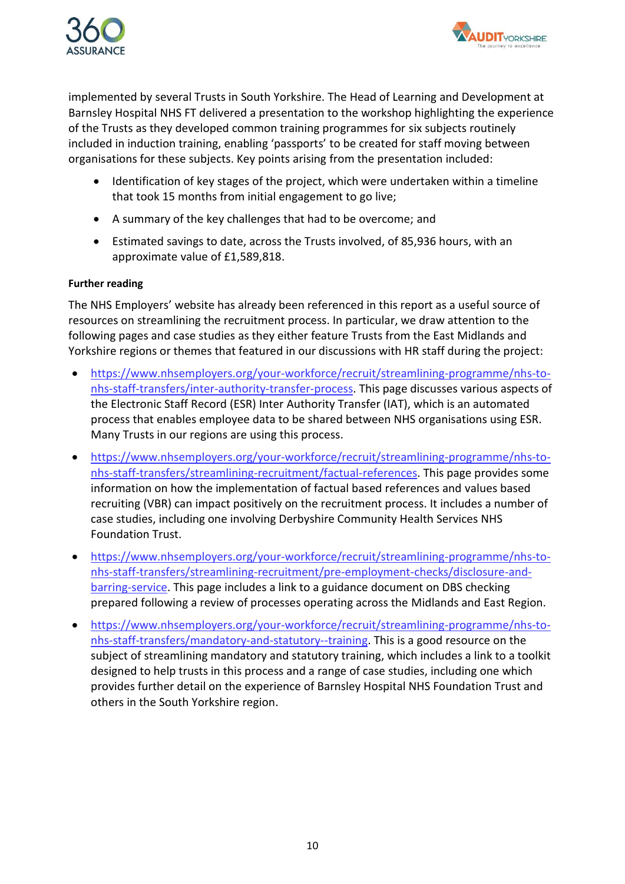implemented by several Trusts in South Yorkshire. The Head of Learning and Development at Barnsley Hospital NHS FT delivered a presentation to the workshop highlighting the experience of the Trusts as they developed common training programmes for six subjects routinely included in induction training, enabling 'passports' to be created for staff moving between organisations for these subjects. Key points arising from the presentation included:

- Identification of key stages of the project, which were undertaken within a timeline that took 15 months from initial engagement to go live;
- A summary of the key challenges that had to be overcome; and
- Estimated savings to date, across the Trusts involved, of 85,936 hours, with an approximate value of £1,589,818.

**Further reading**

The NHS Employers' website has already been referenced in this report as a useful source of resources on streamlining the recruitment process. In particular, we draw attention to the following pages and case studies as they either feature Trusts from the East Midlands and Yorkshire regions or themes that featured in our discussions with HR staff during the project:

- https://www.nhsemployers.org/your-workforce/recruit/streamlining-programme/nhs-to-nhs-staff-transfers/inter-authority-transfer-process. This page discusses various aspects of the Electronic Staff Record (ESR) Inter Authority Transfer (IAT), which is an automated process that enables employee data to be shared between NHS organisations using ESR. Many Trusts in our regions are using this process.
- https://www.nhsemployers.org/your-workforce/recruit/streamlining-programme/nhs-to-nhs-staff-transfers/streamlining-recruitment/factual-references. This page provides some information on how the implementation of factual based references and values based recruiting (VBR) can impact positively on the recruitment process. It includes a number of case studies, including one involving Derbyshire Community Health Services NHS Foundation Trust.
- https://www.nhsemployers.org/your-workforce/recruit/streamlining-programme/nhs-to-nhs-staff-transfers/streamlining-recruitment/pre-employment-checks/disclosure-and-barring-service. This page includes a link to a guidance document on DBS checking prepared following a review of processes operating across the Midlands and East Region.
- https://www.nhsemployers.org/your-workforce/recruit/streamlining-programme/nhs-to-nhs-staff-transfers/mandatory-and-statutory--training. This is a good resource on the subject of streamlining mandatory and statutory training, which includes a link to a toolkit designed to help trusts in this process and a range of case studies, including one which provides further detail on the experience of Barnsley Hospital NHS Foundation Trust and others in the South Yorkshire region.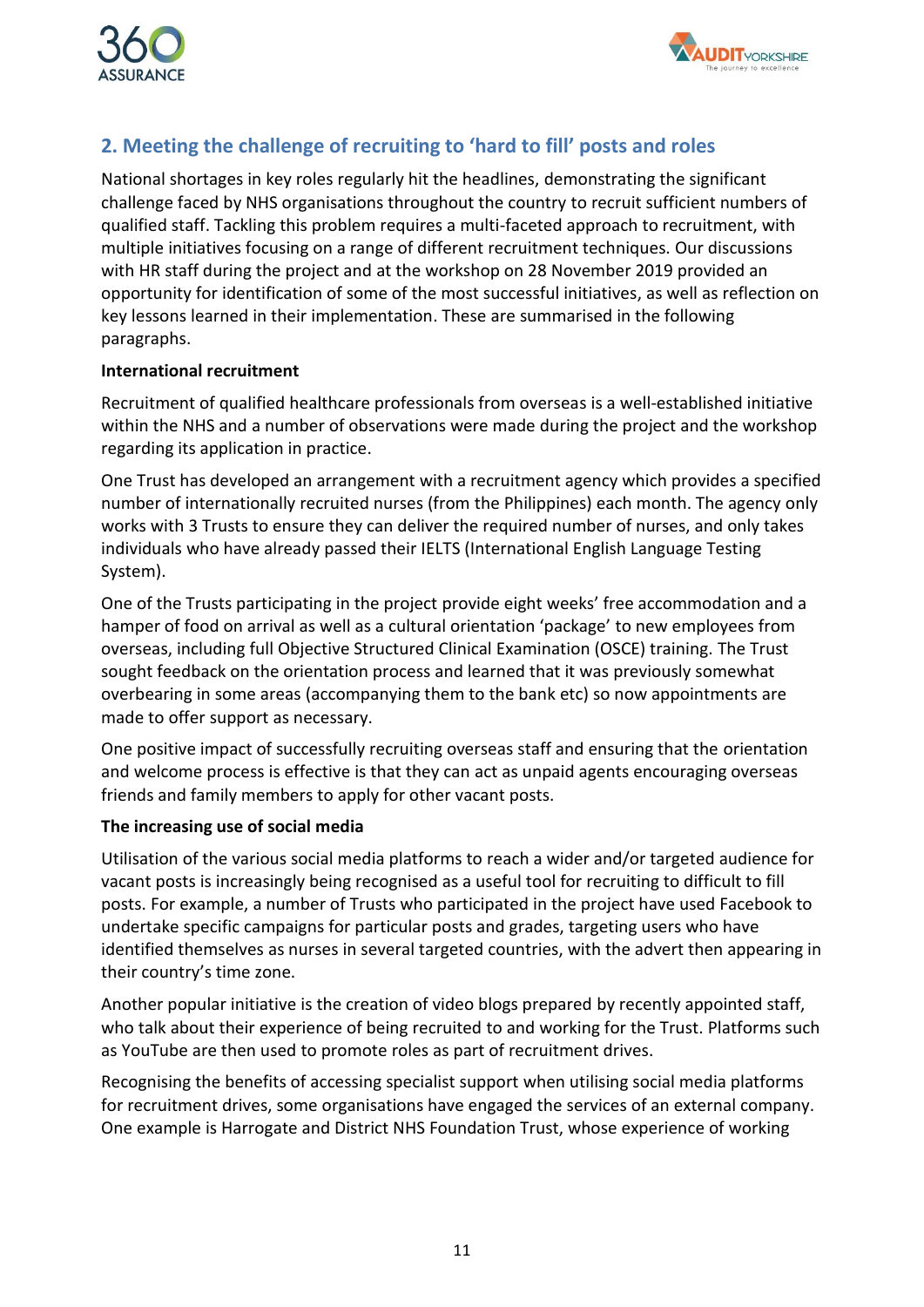## 2. Meeting the challenge of recruiting to 'hard to fill' posts and roles

National shortages in key roles regularly hit the headlines, demonstrating the significant challenge faced by NHS organisations throughout the country to recruit sufficient numbers of qualified staff. Tackling this problem requires a multi-faceted approach to recruitment, with multiple initiatives focusing on a range of different recruitment techniques. Our discussions with HR staff during the project and at the workshop on 28 November 2019 provided an opportunity for identification of some of the most successful initiatives, as well as reflection on key lessons learned in their implementation. These are summarised in the following paragraphs.

**International recruitment**

Recruitment of qualified healthcare professionals from overseas is a well-established initiative within the NHS and a number of observations were made during the project and the workshop regarding its application in practice.

One Trust has developed an arrangement with a recruitment agency which provides a specified number of internationally recruited nurses (from the Philippines) each month. The agency only works with 3 Trusts to ensure they can deliver the required number of nurses, and only takes individuals who have already passed their IELTS (International English Language Testing System).

One of the Trusts participating in the project provide eight weeks' free accommodation and a hamper of food on arrival as well as a cultural orientation 'package' to new employees from overseas, including full Objective Structured Clinical Examination (OSCE) training. The Trust sought feedback on the orientation process and learned that it was previously somewhat overbearing in some areas (accompanying them to the bank etc) so now appointments are made to offer support as necessary.

One positive impact of successfully recruiting overseas staff and ensuring that the orientation and welcome process is effective is that they can act as unpaid agents encouraging overseas friends and family members to apply for other vacant posts.

**The increasing use of social media**

Utilisation of the various social media platforms to reach a wider and/or targeted audience for vacant posts is increasingly being recognised as a useful tool for recruiting to difficult to fill posts. For example, a number of Trusts who participated in the project have used Facebook to undertake specific campaigns for particular posts and grades, targeting users who have identified themselves as nurses in several targeted countries, with the advert then appearing in their country's time zone.

Another popular initiative is the creation of video blogs prepared by recently appointed staff, who talk about their experience of being recruited to and working for the Trust. Platforms such as YouTube are then used to promote roles as part of recruitment drives.

Recognising the benefits of accessing specialist support when utilising social media platforms for recruitment drives, some organisations have engaged the services of an external company. One example is Harrogate and District NHS Foundation Trust, whose experience of working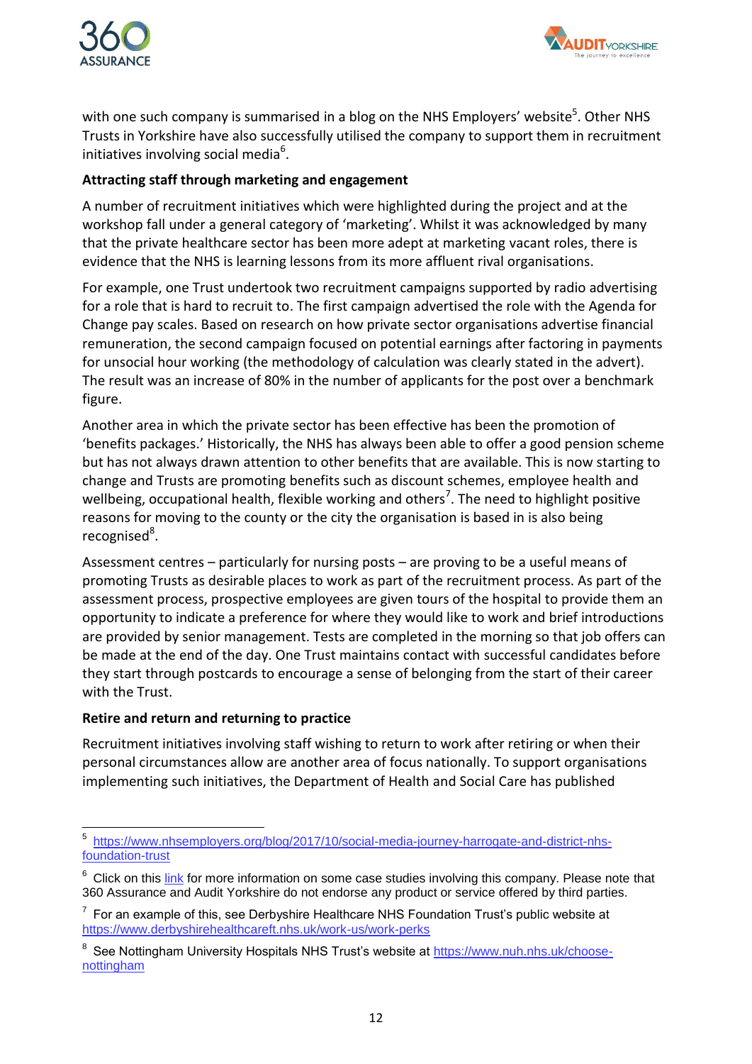with one such company is summarised in a blog on the NHS Employers' website[5]. Other NHS Trusts in Yorkshire have also successfully utilised the company to support them in recruitment initiatives involving social media[6].

**Attracting staff through marketing and engagement**

A number of recruitment initiatives which were highlighted during the project and at the workshop fall under a general category of 'marketing'. Whilst it was acknowledged by many that the private healthcare sector has been more adept at marketing vacant roles, there is evidence that the NHS is learning lessons from its more affluent rival organisations.

For example, one Trust undertook two recruitment campaigns supported by radio advertising for a role that is hard to recruit to. The first campaign advertised the role with the Agenda for Change pay scales. Based on research on how private sector organisations advertise financial remuneration, the second campaign focused on potential earnings after factoring in payments for unsocial hour working (the methodology of calculation was clearly stated in the advert). The result was an increase of 80% in the number of applicants for the post over a benchmark figure.

Another area in which the private sector has been effective has been the promotion of 'benefits packages.' Historically, the NHS has always been able to offer a good pension scheme but has not always drawn attention to other benefits that are available. This is now starting to change and Trusts are promoting benefits such as discount schemes, employee health and wellbeing, occupational health, flexible working and others[7]. The need to highlight positive reasons for moving to the county or the city the organisation is based in is also being recognised[8].

Assessment centres – particularly for nursing posts – are proving to be a useful means of promoting Trusts as desirable places to work as part of the recruitment process. As part of the assessment process, prospective employees are given tours of the hospital to provide them an opportunity to indicate a preference for where they would like to work and brief introductions are provided by senior management. Tests are completed in the morning so that job offers can be made at the end of the day. One Trust maintains contact with successful candidates before they start through postcards to encourage a sense of belonging from the start of their career with the Trust.

**Retire and return and returning to practice**

Recruitment initiatives involving staff wishing to return to work after retiring or when their personal circumstances allow are another area of focus nationally. To support organisations implementing such initiatives, the Department of Health and Social Care has published

---

[5] https://www.nhsemployers.org/blog/2017/10/social-media-journey-harrogate-and-district-nhs-foundation-trust

[6] Click on this link for more information on some case studies involving this company. Please note that 360 Assurance and Audit Yorkshire do not endorse any product or service offered by third parties.

[7] For an example of this, see Derbyshire Healthcare NHS Foundation Trust's public website at https://www.derbyshirehealthcareft.nhs.uk/work-us/work-perks

[8] See Nottingham University Hospitals NHS Trust's website at https://www.nuh.nhs.uk/choose-nottingham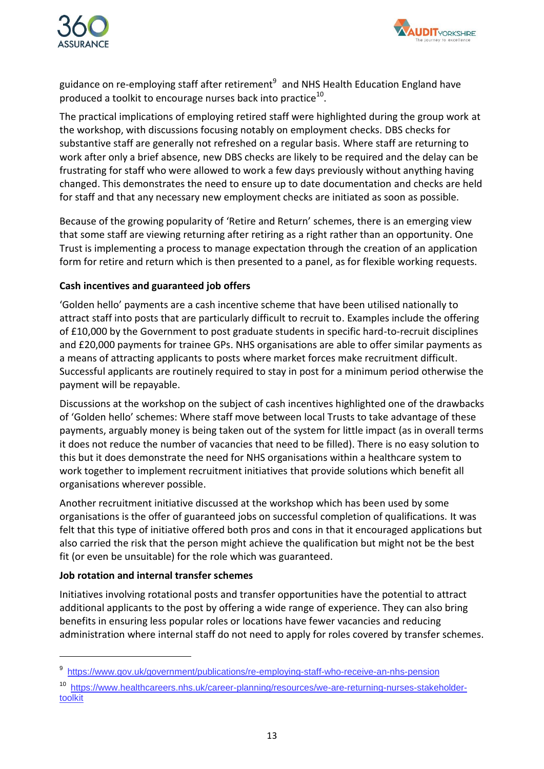guidance on re-employing staff after retirement[9] and NHS Health Education England have produced a toolkit to encourage nurses back into practice[10].

The practical implications of employing retired staff were highlighted during the group work at the workshop, with discussions focusing notably on employment checks. DBS checks for substantive staff are generally not refreshed on a regular basis. Where staff are returning to work after only a brief absence, new DBS checks are likely to be required and the delay can be frustrating for staff who were allowed to work a few days previously without anything having changed. This demonstrates the need to ensure up to date documentation and checks are held for staff and that any necessary new employment checks are initiated as soon as possible.

Because of the growing popularity of 'Retire and Return' schemes, there is an emerging view that some staff are viewing returning after retiring as a right rather than an opportunity. One Trust is implementing a process to manage expectation through the creation of an application form for retire and return which is then presented to a panel, as for flexible working requests.

**Cash incentives and guaranteed job offers**

'Golden hello' payments are a cash incentive scheme that have been utilised nationally to attract staff into posts that are particularly difficult to recruit to. Examples include the offering of £10,000 by the Government to post graduate students in specific hard-to-recruit disciplines and £20,000 payments for trainee GPs. NHS organisations are able to offer similar payments as a means of attracting applicants to posts where market forces make recruitment difficult. Successful applicants are routinely required to stay in post for a minimum period otherwise the payment will be repayable.

Discussions at the workshop on the subject of cash incentives highlighted one of the drawbacks of 'Golden hello' schemes: Where staff move between local Trusts to take advantage of these payments, arguably money is being taken out of the system for little impact (as in overall terms it does not reduce the number of vacancies that need to be filled). There is no easy solution to this but it does demonstrate the need for NHS organisations within a healthcare system to work together to implement recruitment initiatives that provide solutions which benefit all organisations wherever possible.

Another recruitment initiative discussed at the workshop which has been used by some organisations is the offer of guaranteed jobs on successful completion of qualifications. It was felt that this type of initiative offered both pros and cons in that it encouraged applications but also carried the risk that the person might achieve the qualification but might not be the best fit (or even be unsuitable) for the role which was guaranteed.

**Job rotation and internal transfer schemes**

Initiatives involving rotational posts and transfer opportunities have the potential to attract additional applicants to the post by offering a wide range of experience. They can also bring benefits in ensuring less popular roles or locations have fewer vacancies and reducing administration where internal staff do not need to apply for roles covered by transfer schemes.

---

[9] https://www.gov.uk/government/publications/re-employing-staff-who-receive-an-nhs-pension

[10] https://www.healthcareers.nhs.uk/career-planning/resources/we-are-returning-nurses-stakeholder-toolkit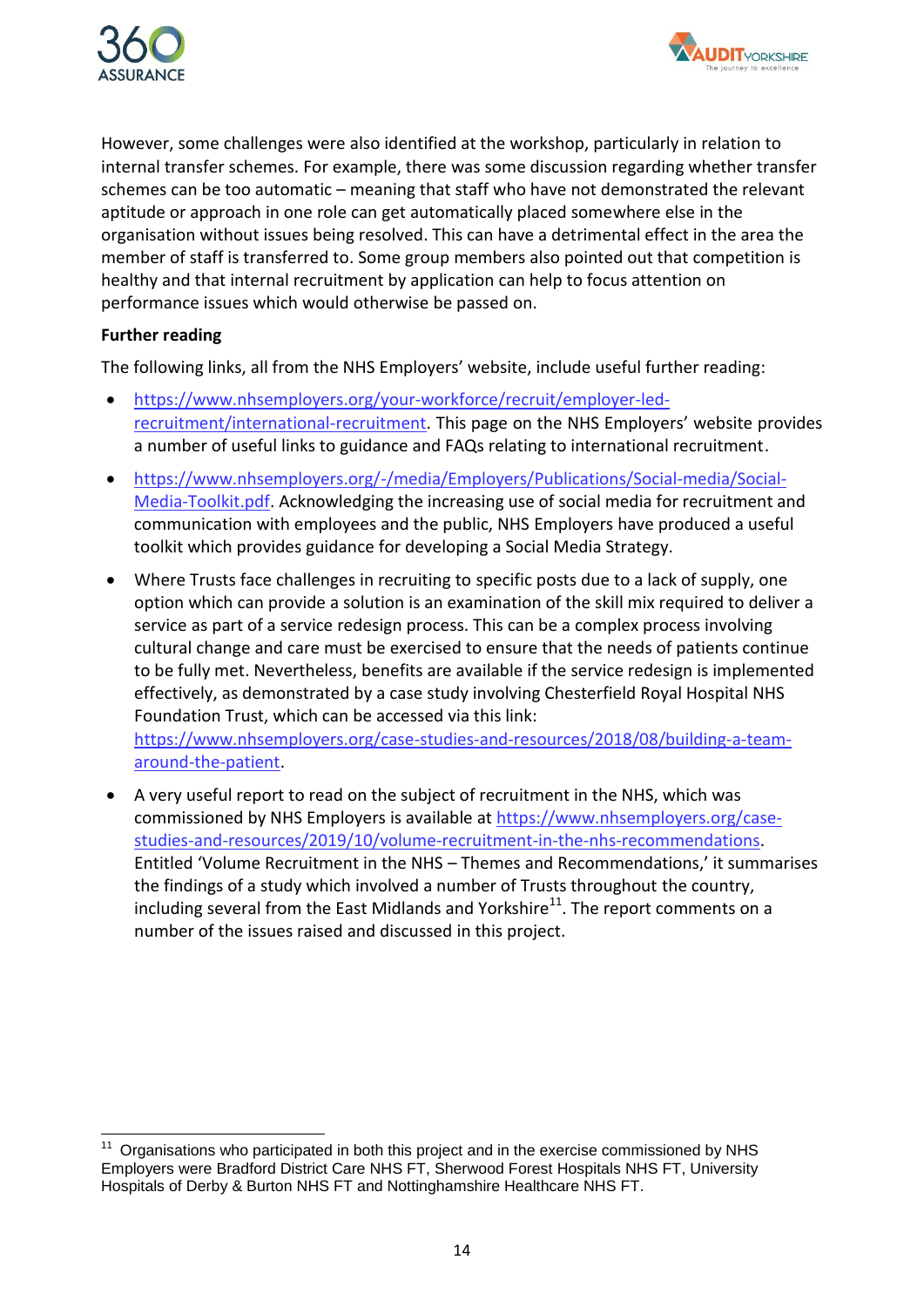However, some challenges were also identified at the workshop, particularly in relation to internal transfer schemes. For example, there was some discussion regarding whether transfer schemes can be too automatic – meaning that staff who have not demonstrated the relevant aptitude or approach in one role can get automatically placed somewhere else in the organisation without issues being resolved. This can have a detrimental effect in the area the member of staff is transferred to. Some group members also pointed out that competition is healthy and that internal recruitment by application can help to focus attention on performance issues which would otherwise be passed on.

**Further reading**

The following links, all from the NHS Employers' website, include useful further reading:

- https://www.nhsemployers.org/your-workforce/recruit/employer-led-recruitment/international-recruitment. This page on the NHS Employers' website provides a number of useful links to guidance and FAQs relating to international recruitment.
- https://www.nhsemployers.org/-/media/Employers/Publications/Social-media/Social-Media-Toolkit.pdf. Acknowledging the increasing use of social media for recruitment and communication with employees and the public, NHS Employers have produced a useful toolkit which provides guidance for developing a Social Media Strategy.
- Where Trusts face challenges in recruiting to specific posts due to a lack of supply, one option which can provide a solution is an examination of the skill mix required to deliver a service as part of a service redesign process. This can be a complex process involving cultural change and care must be exercised to ensure that the needs of patients continue to be fully met. Nevertheless, benefits are available if the service redesign is implemented effectively, as demonstrated by a case study involving Chesterfield Royal Hospital NHS Foundation Trust, which can be accessed via this link: https://www.nhsemployers.org/case-studies-and-resources/2018/08/building-a-team-around-the-patient.
- A very useful report to read on the subject of recruitment in the NHS, which was commissioned by NHS Employers is available at https://www.nhsemployers.org/case-studies-and-resources/2019/10/volume-recruitment-in-the-nhs-recommendations. Entitled 'Volume Recruitment in the NHS – Themes and Recommendations,' it summarises the findings of a study which involved a number of Trusts throughout the country, including several from the East Midlands and Yorkshire[11]. The report comments on a number of the issues raised and discussed in this project.

[11] Organisations who participated in both this project and in the exercise commissioned by NHS Employers were Bradford District Care NHS FT, Sherwood Forest Hospitals NHS FT, University Hospitals of Derby & Burton NHS FT and Nottinghamshire Healthcare NHS FT.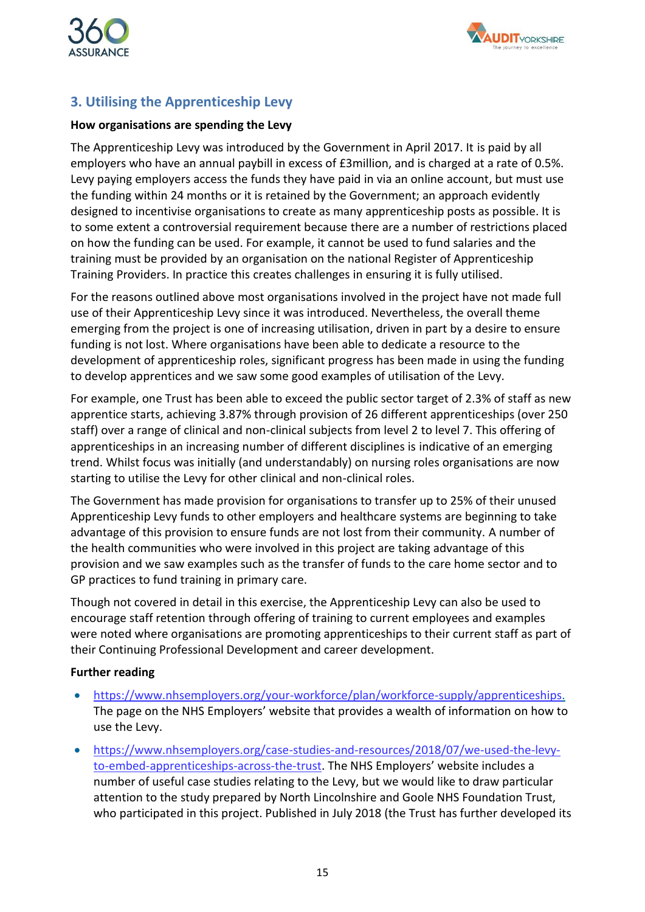## 3. Utilising the Apprenticeship Levy

**How organisations are spending the Levy**

The Apprenticeship Levy was introduced by the Government in April 2017. It is paid by all employers who have an annual paybill in excess of £3million, and is charged at a rate of 0.5%. Levy paying employers access the funds they have paid in via an online account, but must use the funding within 24 months or it is retained by the Government; an approach evidently designed to incentivise organisations to create as many apprenticeship posts as possible. It is to some extent a controversial requirement because there are a number of restrictions placed on how the funding can be used. For example, it cannot be used to fund salaries and the training must be provided by an organisation on the national Register of Apprenticeship Training Providers. In practice this creates challenges in ensuring it is fully utilised.

For the reasons outlined above most organisations involved in the project have not made full use of their Apprenticeship Levy since it was introduced. Nevertheless, the overall theme emerging from the project is one of increasing utilisation, driven in part by a desire to ensure funding is not lost. Where organisations have been able to dedicate a resource to the development of apprenticeship roles, significant progress has been made in using the funding to develop apprentices and we saw some good examples of utilisation of the Levy.

For example, one Trust has been able to exceed the public sector target of 2.3% of staff as new apprentice starts, achieving 3.87% through provision of 26 different apprenticeships (over 250 staff) over a range of clinical and non-clinical subjects from level 2 to level 7. This offering of apprenticeships in an increasing number of different disciplines is indicative of an emerging trend. Whilst focus was initially (and understandably) on nursing roles organisations are now starting to utilise the Levy for other clinical and non-clinical roles.

The Government has made provision for organisations to transfer up to 25% of their unused Apprenticeship Levy funds to other employers and healthcare systems are beginning to take advantage of this provision to ensure funds are not lost from their community. A number of the health communities who were involved in this project are taking advantage of this provision and we saw examples such as the transfer of funds to the care home sector and to GP practices to fund training in primary care.

Though not covered in detail in this exercise, the Apprenticeship Levy can also be used to encourage staff retention through offering of training to current employees and examples were noted where organisations are promoting apprenticeships to their current staff as part of their Continuing Professional Development and career development.

**Further reading**

- https://www.nhsemployers.org/your-workforce/plan/workforce-supply/apprenticeships. The page on the NHS Employers' website that provides a wealth of information on how to use the Levy.
- https://www.nhsemployers.org/case-studies-and-resources/2018/07/we-used-the-levy-to-embed-apprenticeships-across-the-trust. The NHS Employers' website includes a number of useful case studies relating to the Levy, but we would like to draw particular attention to the study prepared by North Lincolnshire and Goole NHS Foundation Trust, who participated in this project. Published in July 2018 (the Trust has further developed its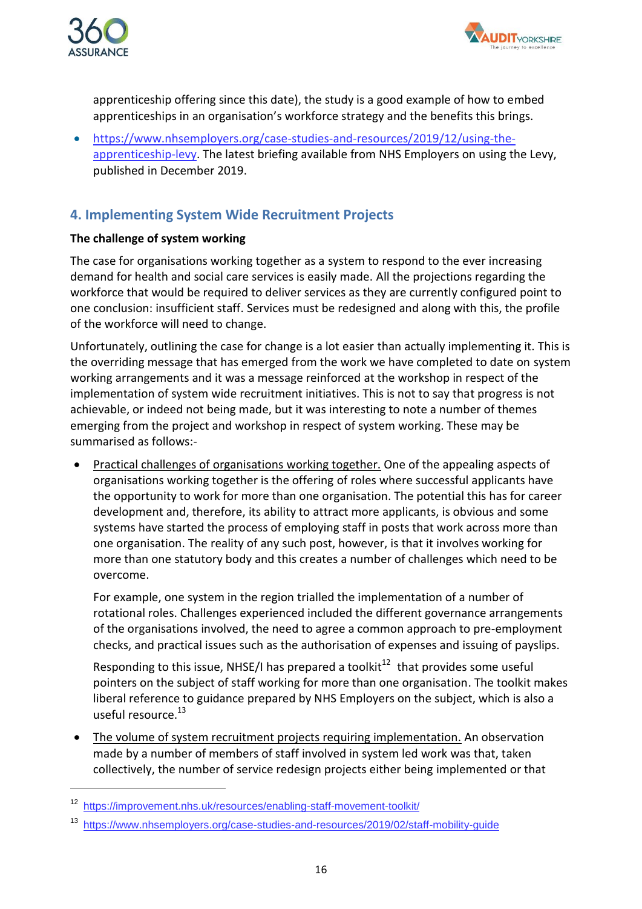apprenticeship offering since this date), the study is a good example of how to embed apprenticeships in an organisation's workforce strategy and the benefits this brings.

- https://www.nhsemployers.org/case-studies-and-resources/2019/12/using-the-apprenticeship-levy. The latest briefing available from NHS Employers on using the Levy, published in December 2019.

## 4. Implementing System Wide Recruitment Projects

**The challenge of system working**

The case for organisations working together as a system to respond to the ever increasing demand for health and social care services is easily made. All the projections regarding the workforce that would be required to deliver services as they are currently configured point to one conclusion: insufficient staff. Services must be redesigned and along with this, the profile of the workforce will need to change.

Unfortunately, outlining the case for change is a lot easier than actually implementing it. This is the overriding message that has emerged from the work we have completed to date on system working arrangements and it was a message reinforced at the workshop in respect of the implementation of system wide recruitment initiatives. This is not to say that progress is not achievable, or indeed not being made, but it was interesting to note a number of themes emerging from the project and workshop in respect of system working. These may be summarised as follows:-

- Practical challenges of organisations working together. One of the appealing aspects of organisations working together is the offering of roles where successful applicants have the opportunity to work for more than one organisation. The potential this has for career development and, therefore, its ability to attract more applicants, is obvious and some systems have started the process of employing staff in posts that work across more than one organisation. The reality of any such post, however, is that it involves working for more than one statutory body and this creates a number of challenges which need to be overcome.

  For example, one system in the region trialled the implementation of a number of rotational roles. Challenges experienced included the different governance arrangements of the organisations involved, the need to agree a common approach to pre-employment checks, and practical issues such as the authorisation of expenses and issuing of payslips.

  Responding to this issue, NHSE/I has prepared a toolkit[12] that provides some useful pointers on the subject of staff working for more than one organisation. The toolkit makes liberal reference to guidance prepared by NHS Employers on the subject, which is also a useful resource.[13]

- The volume of system recruitment projects requiring implementation. An observation made by a number of members of staff involved in system led work was that, taken collectively, the number of service redesign projects either being implemented or that

---

[12] https://improvement.nhs.uk/resources/enabling-staff-movement-toolkit/

[13] https://www.nhsemployers.org/case-studies-and-resources/2019/02/staff-mobility-guide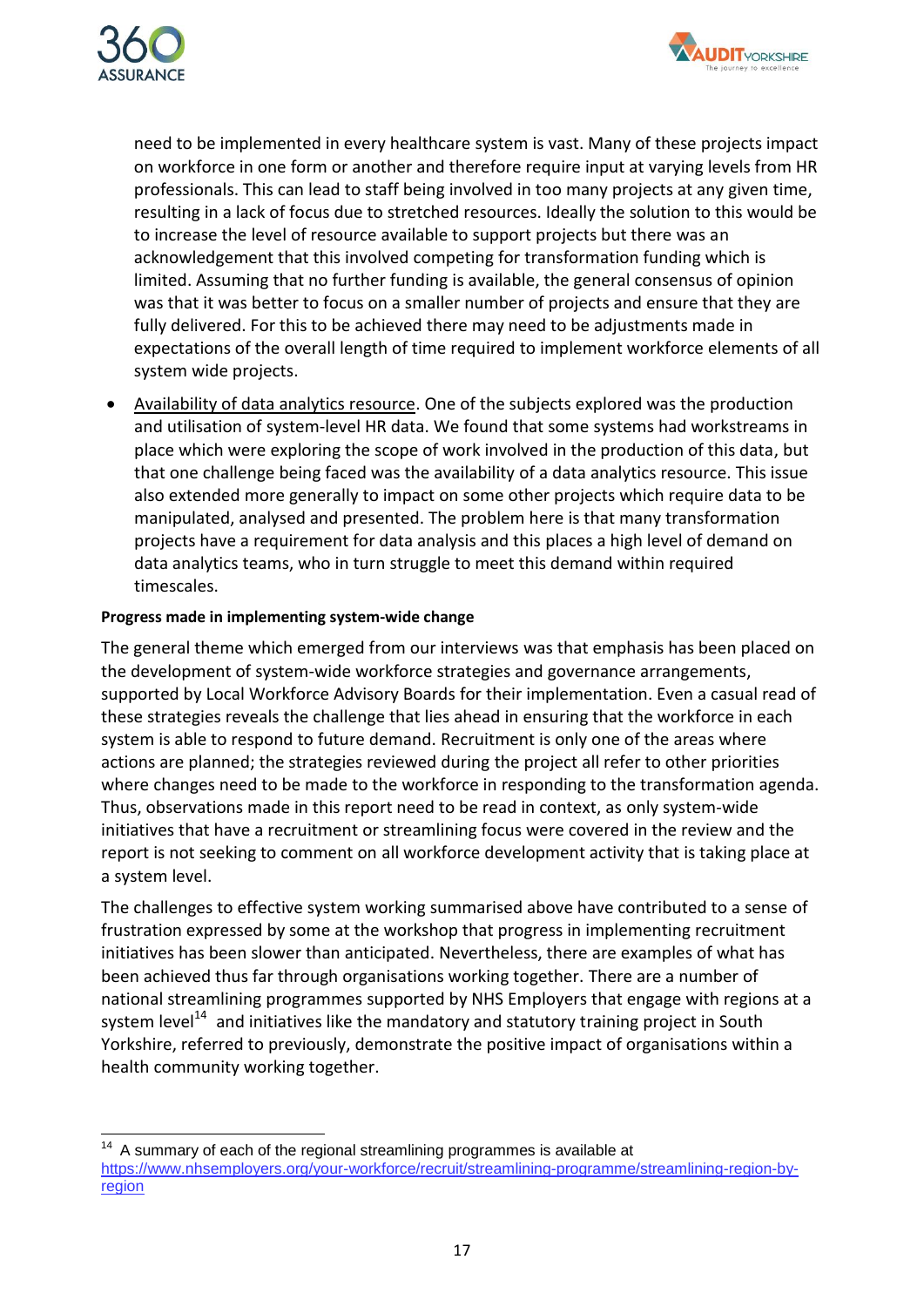need to be implemented in every healthcare system is vast. Many of these projects impact on workforce in one form or another and therefore require input at varying levels from HR professionals. This can lead to staff being involved in too many projects at any given time, resulting in a lack of focus due to stretched resources. Ideally the solution to this would be to increase the level of resource available to support projects but there was an acknowledgement that this involved competing for transformation funding which is limited. Assuming that no further funding is available, the general consensus of opinion was that it was better to focus on a smaller number of projects and ensure that they are fully delivered. For this to be achieved there may need to be adjustments made in expectations of the overall length of time required to implement workforce elements of all system wide projects.

- <u>Availability of data analytics resource</u>. One of the subjects explored was the production and utilisation of system-level HR data. We found that some systems had workstreams in place which were exploring the scope of work involved in the production of this data, but that one challenge being faced was the availability of a data analytics resource. This issue also extended more generally to impact on some other projects which require data to be manipulated, analysed and presented. The problem here is that many transformation projects have a requirement for data analysis and this places a high level of demand on data analytics teams, who in turn struggle to meet this demand within required timescales.

**Progress made in implementing system-wide change**

The general theme which emerged from our interviews was that emphasis has been placed on the development of system-wide workforce strategies and governance arrangements, supported by Local Workforce Advisory Boards for their implementation. Even a casual read of these strategies reveals the challenge that lies ahead in ensuring that the workforce in each system is able to respond to future demand. Recruitment is only one of the areas where actions are planned; the strategies reviewed during the project all refer to other priorities where changes need to be made to the workforce in responding to the transformation agenda. Thus, observations made in this report need to be read in context, as only system-wide initiatives that have a recruitment or streamlining focus were covered in the review and the report is not seeking to comment on all workforce development activity that is taking place at a system level.

The challenges to effective system working summarised above have contributed to a sense of frustration expressed by some at the workshop that progress in implementing recruitment initiatives has been slower than anticipated. Nevertheless, there are examples of what has been achieved thus far through organisations working together. There are a number of national streamlining programmes supported by NHS Employers that engage with regions at a system level[14] and initiatives like the mandatory and statutory training project in South Yorkshire, referred to previously, demonstrate the positive impact of organisations within a health community working together.

---

[14] A summary of each of the regional streamlining programmes is available at https://www.nhsemployers.org/your-workforce/recruit/streamlining-programme/streamlining-region-by-region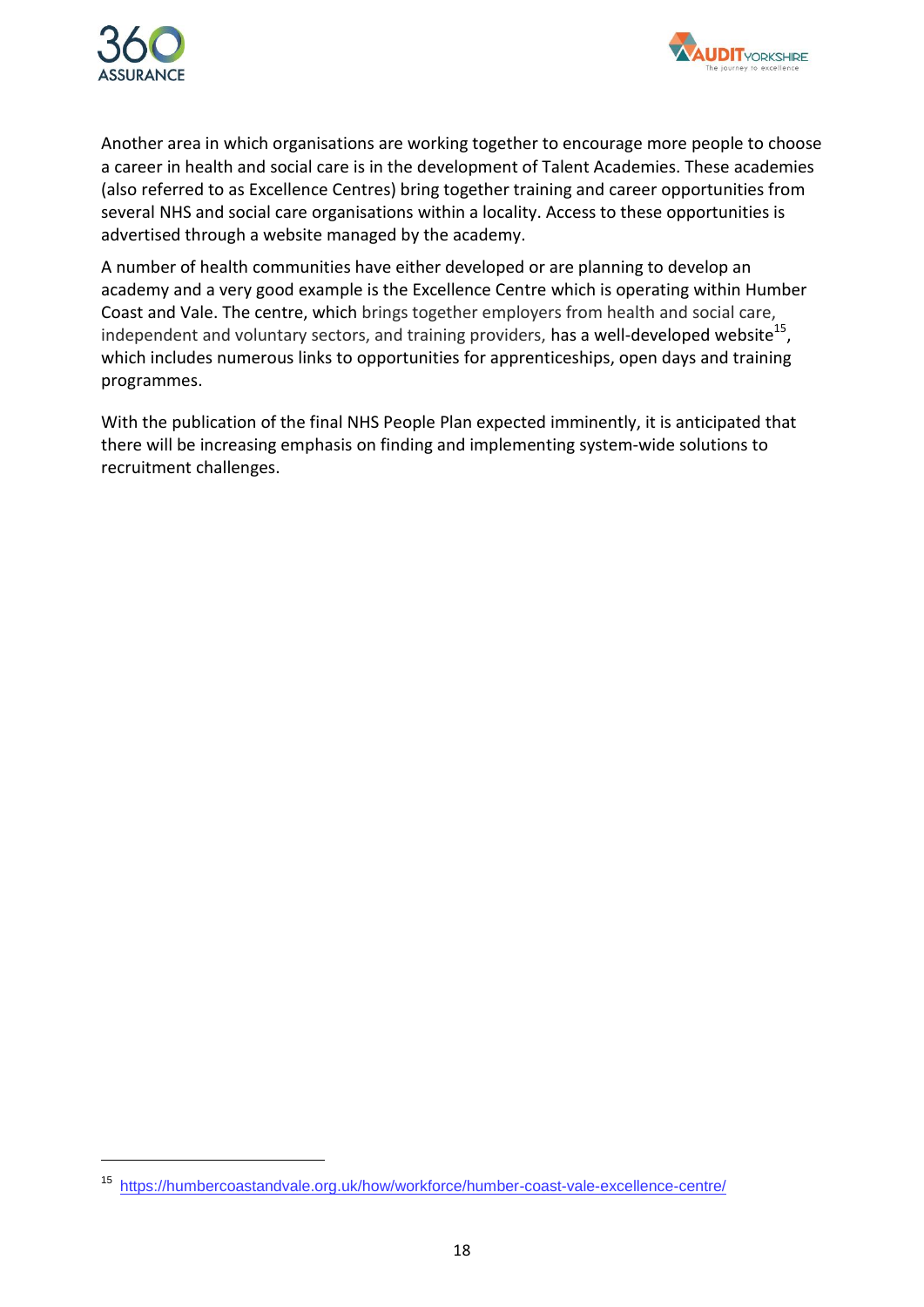Another area in which organisations are working together to encourage more people to choose a career in health and social care is in the development of Talent Academies. These academies (also referred to as Excellence Centres) bring together training and career opportunities from several NHS and social care organisations within a locality. Access to these opportunities is advertised through a website managed by the academy.

A number of health communities have either developed or are planning to develop an academy and a very good example is the Excellence Centre which is operating within Humber Coast and Vale. The centre, which brings together employers from health and social care, independent and voluntary sectors, and training providers, has a well-developed website[15], which includes numerous links to opportunities for apprenticeships, open days and training programmes.

With the publication of the final NHS People Plan expected imminently, it is anticipated that there will be increasing emphasis on finding and implementing system-wide solutions to recruitment challenges.

---

[15] https://humbercoastandvale.org.uk/how/workforce/humber-coast-vale-excellence-centre/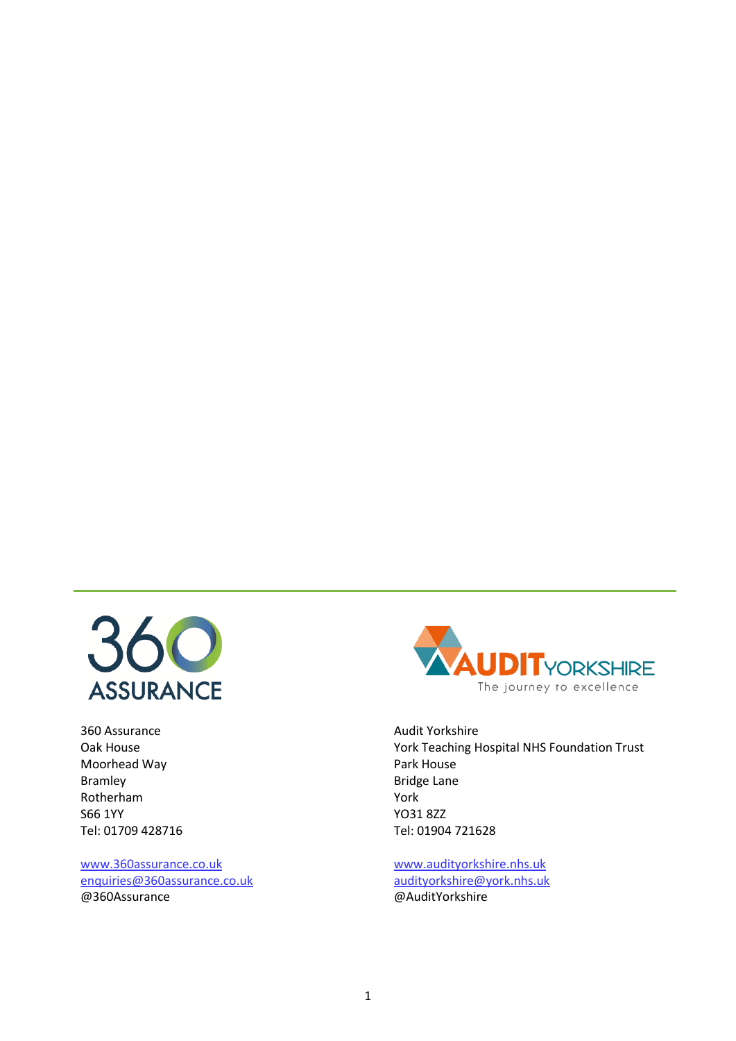360 ASSURANCE

360 Assurance
Oak House
Moorhead Way
Bramley
Rotherham
S66 1YY
Tel: 01709 428716

www.360assurance.co.uk
enquiries@360assurance.co.uk
@360Assurance

AUDIT YORKSHIRE
The journey to excellence

Audit Yorkshire
York Teaching Hospital NHS Foundation Trust
Park House
Bridge Lane
York
YO31 8ZZ
Tel: 01904 721628

www.audityorkshire.nhs.uk
audityorkshire@york.nhs.uk
@AuditYorkshire